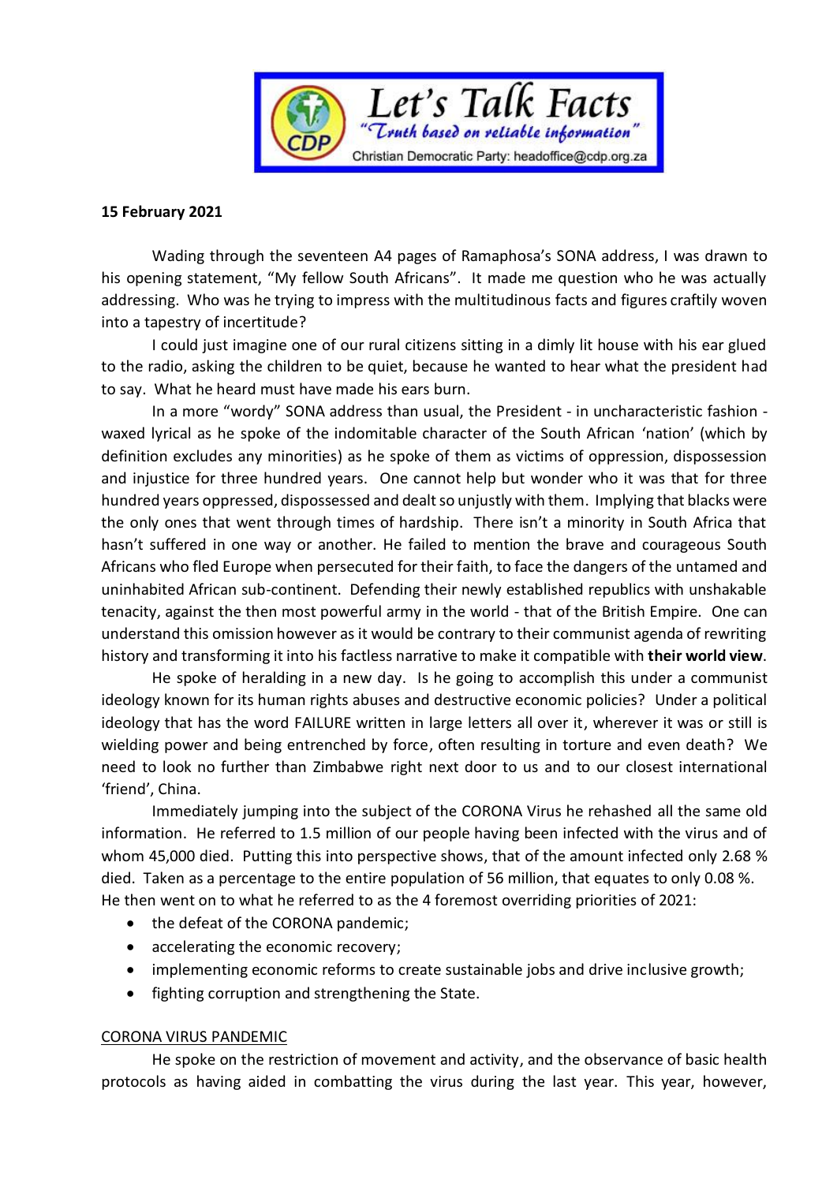Let's Talk Facts
"Truth based on reliable information"
Christian Democratic Party: headoffice@cdp.org.za

**15 February 2021**

Wading through the seventeen A4 pages of Ramaphosa's SONA address, I was drawn to his opening statement, "My fellow South Africans". It made me question who he was actually addressing. Who was he trying to impress with the multitudinous facts and figures craftily woven into a tapestry of incertitude?

I could just imagine one of our rural citizens sitting in a dimly lit house with his ear glued to the radio, asking the children to be quiet, because he wanted to hear what the president had to say. What he heard must have made his ears burn.

In a more "wordy" SONA address than usual, the President - in uncharacteristic fashion - waxed lyrical as he spoke of the indomitable character of the South African 'nation' (which by definition excludes any minorities) as he spoke of them as victims of oppression, dispossession and injustice for three hundred years. One cannot help but wonder who it was that for three hundred years oppressed, dispossessed and dealt so unjustly with them. Implying that blacks were the only ones that went through times of hardship. There isn't a minority in South Africa that hasn't suffered in one way or another. He failed to mention the brave and courageous South Africans who fled Europe when persecuted for their faith, to face the dangers of the untamed and uninhabited African sub-continent. Defending their newly established republics with unshakable tenacity, against the then most powerful army in the world - that of the British Empire. One can understand this omission however as it would be contrary to their communist agenda of rewriting history and transforming it into his factless narrative to make it compatible with **their world view**.

He spoke of heralding in a new day. Is he going to accomplish this under a communist ideology known for its human rights abuses and destructive economic policies? Under a political ideology that has the word FAILURE written in large letters all over it, wherever it was or still is wielding power and being entrenched by force, often resulting in torture and even death? We need to look no further than Zimbabwe right next door to us and to our closest international 'friend', China.

Immediately jumping into the subject of the CORONA Virus he rehashed all the same old information. He referred to 1.5 million of our people having been infected with the virus and of whom 45,000 died. Putting this into perspective shows, that of the amount infected only 2.68 % died. Taken as a percentage to the entire population of 56 million, that equates to only 0.08 %. He then went on to what he referred to as the 4 foremost overriding priorities of 2021:

- the defeat of the CORONA pandemic;
- accelerating the economic recovery;
- implementing economic reforms to create sustainable jobs and drive inclusive growth;
- fighting corruption and strengthening the State.

<u>CORONA VIRUS PANDEMIC</u>

He spoke on the restriction of movement and activity, and the observance of basic health protocols as having aided in combatting the virus during the last year. This year, however,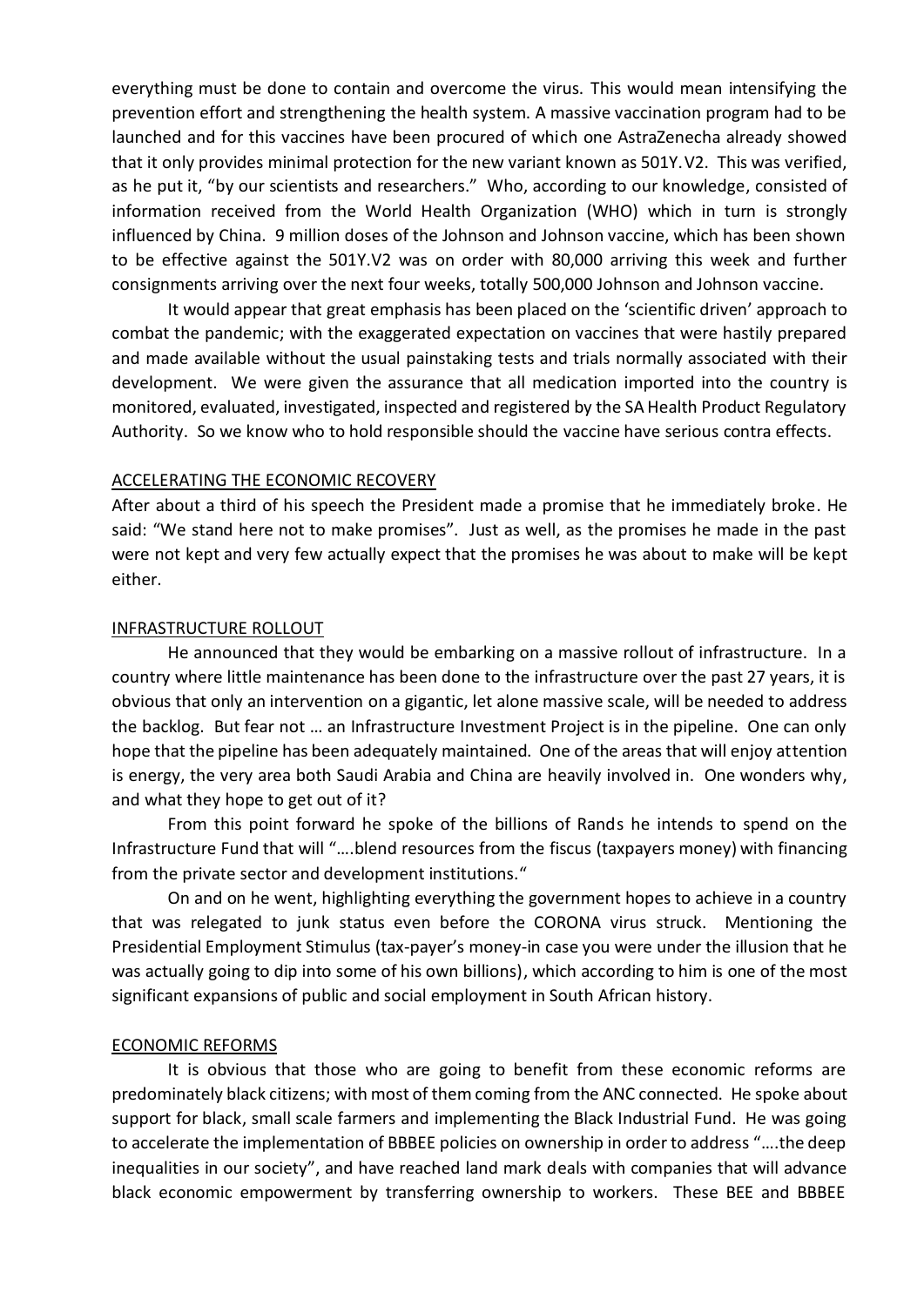everything must be done to contain and overcome the virus. This would mean intensifying the prevention effort and strengthening the health system. A massive vaccination program had to be launched and for this vaccines have been procured of which one AstraZenecha already showed that it only provides minimal protection for the new variant known as 501Y.V2. This was verified, as he put it, "by our scientists and researchers." Who, according to our knowledge, consisted of information received from the World Health Organization (WHO) which in turn is strongly influenced by China. 9 million doses of the Johnson and Johnson vaccine, which has been shown to be effective against the 501Y.V2 was on order with 80,000 arriving this week and further consignments arriving over the next four weeks, totally 500,000 Johnson and Johnson vaccine.

It would appear that great emphasis has been placed on the 'scientific driven' approach to combat the pandemic; with the exaggerated expectation on vaccines that were hastily prepared and made available without the usual painstaking tests and trials normally associated with their development. We were given the assurance that all medication imported into the country is monitored, evaluated, investigated, inspected and registered by the SA Health Product Regulatory Authority. So we know who to hold responsible should the vaccine have serious contra effects.

## ACCELERATING THE ECONOMIC RECOVERY

After about a third of his speech the President made a promise that he immediately broke. He said: "We stand here not to make promises". Just as well, as the promises he made in the past were not kept and very few actually expect that the promises he was about to make will be kept either.

## INFRASTRUCTURE ROLLOUT

He announced that they would be embarking on a massive rollout of infrastructure. In a country where little maintenance has been done to the infrastructure over the past 27 years, it is obvious that only an intervention on a gigantic, let alone massive scale, will be needed to address the backlog. But fear not … an Infrastructure Investment Project is in the pipeline. One can only hope that the pipeline has been adequately maintained. One of the areas that will enjoy attention is energy, the very area both Saudi Arabia and China are heavily involved in. One wonders why, and what they hope to get out of it?

From this point forward he spoke of the billions of Rands he intends to spend on the Infrastructure Fund that will "….blend resources from the fiscus (taxpayers money) with financing from the private sector and development institutions."

On and on he went, highlighting everything the government hopes to achieve in a country that was relegated to junk status even before the CORONA virus struck. Mentioning the Presidential Employment Stimulus (tax-payer's money-in case you were under the illusion that he was actually going to dip into some of his own billions), which according to him is one of the most significant expansions of public and social employment in South African history.

## ECONOMIC REFORMS

It is obvious that those who are going to benefit from these economic reforms are predominately black citizens; with most of them coming from the ANC connected. He spoke about support for black, small scale farmers and implementing the Black Industrial Fund. He was going to accelerate the implementation of BBBEE policies on ownership in order to address "….the deep inequalities in our society", and have reached land mark deals with companies that will advance black economic empowerment by transferring ownership to workers. These BEE and BBBEE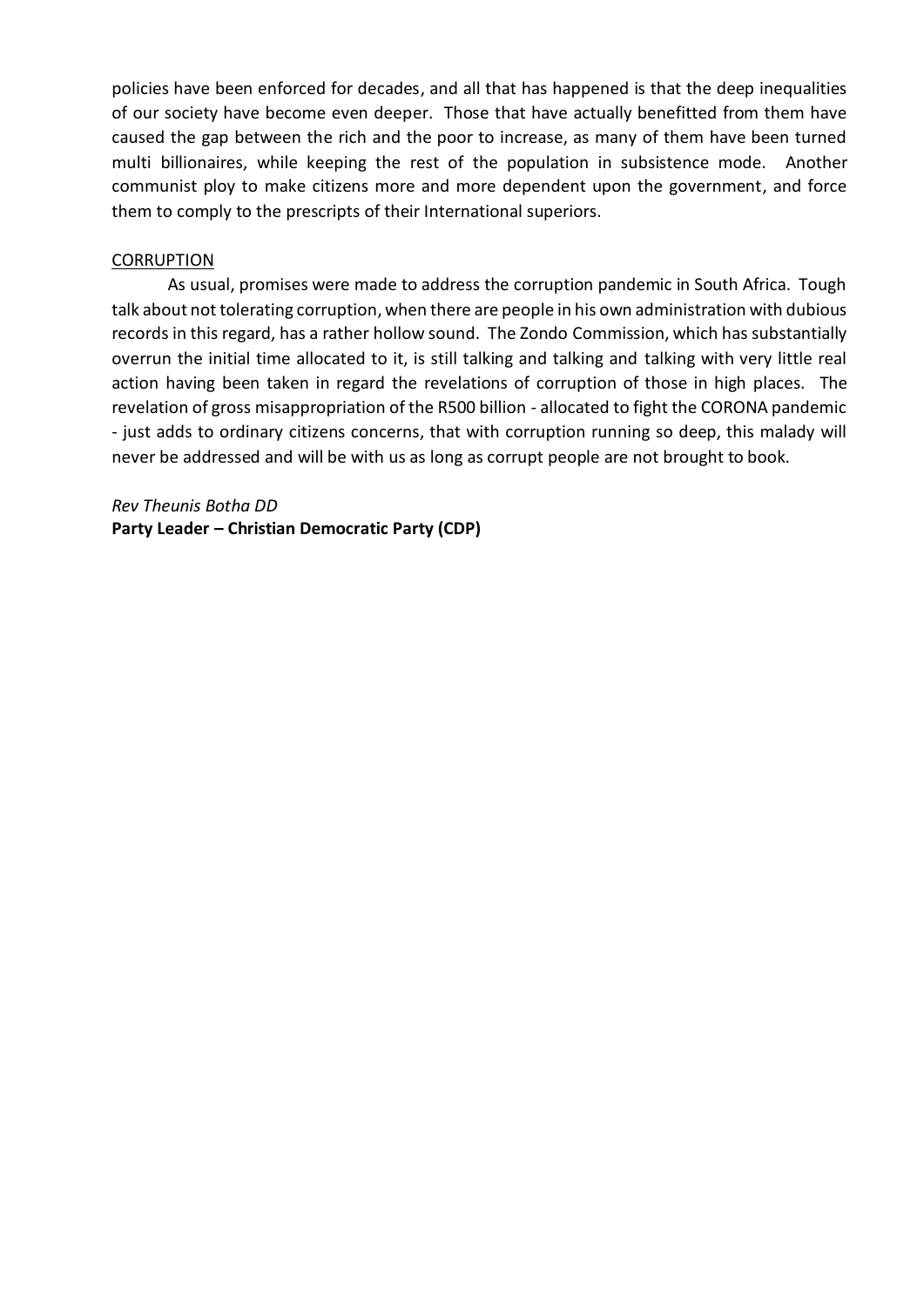policies have been enforced for decades, and all that has happened is that the deep inequalities of our society have become even deeper. Those that have actually benefitted from them have caused the gap between the rich and the poor to increase, as many of them have been turned multi billionaires, while keeping the rest of the population in subsistence mode. Another communist ploy to make citizens more and more dependent upon the government, and force them to comply to the prescripts of their International superiors.

<u>CORRUPTION</u>

As usual, promises were made to address the corruption pandemic in South Africa. Tough talk about not tolerating corruption, when there are people in his own administration with dubious records in this regard, has a rather hollow sound. The Zondo Commission, which has substantially overrun the initial time allocated to it, is still talking and talking and talking with very little real action having been taken in regard the revelations of corruption of those in high places. The revelation of gross misappropriation of the R500 billion - allocated to fight the CORONA pandemic - just adds to ordinary citizens concerns, that with corruption running so deep, this malady will never be addressed and will be with us as long as corrupt people are not brought to book.

*Rev Theunis Botha DD*
**Party Leader – Christian Democratic Party (CDP)**